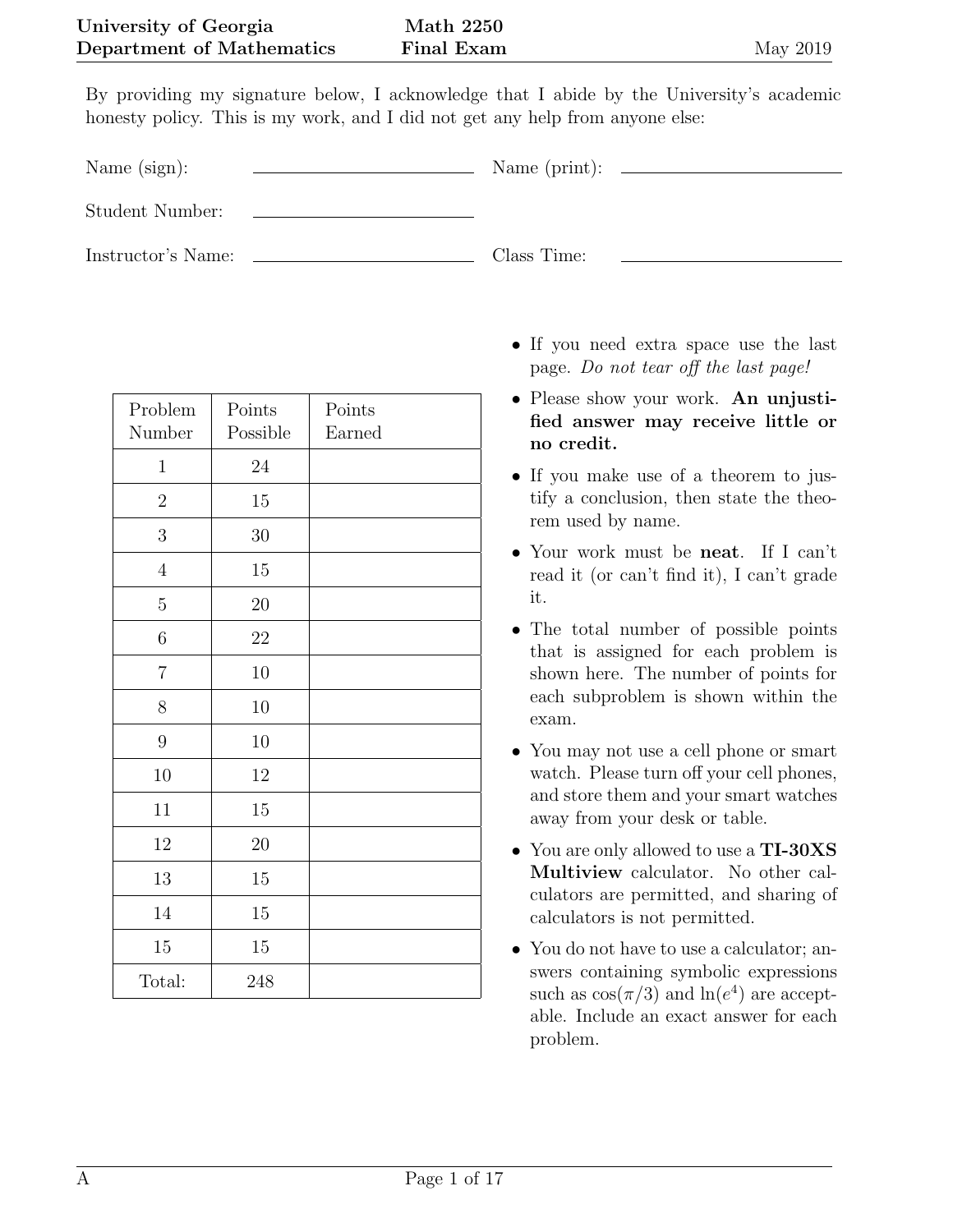**University of Georgia** **Math 2250**
**Department of Mathematics** **Final Exam** May 2019

By providing my signature below, I acknowledge that I abide by the University's academic honesty policy. This is my work, and I did not get any help from anyone else:

Name (sign): \_\_\_\_\_\_\_\_\_\_\_\_\_\_\_\_\_\_\_\_ Name (print): \_\_\_\_\_\_\_\_\_\_\_\_\_\_\_\_\_\_\_\_

Student Number: \_\_\_\_\_\_\_\_\_\_\_\_\_\_\_\_\_\_\_\_

Instructor's Name: \_\_\_\_\_\_\_\_\_\_\_\_\_\_\_\_\_\_\_\_ Class Time: \_\_\_\_\_\_\_\_\_\_\_\_\_\_\_\_\_\_\_\_

| Problem Number | Points Possible | Points Earned |
|---|---|---|
| 1 | 24 | |
| 2 | 15 | |
| 3 | 30 | |
| 4 | 15 | |
| 5 | 20 | |
| 6 | 22 | |
| 7 | 10 | |
| 8 | 10 | |
| 9 | 10 | |
| 10 | 12 | |
| 11 | 15 | |
| 12 | 20 | |
| 13 | 15 | |
| 14 | 15 | |
| 15 | 15 | |
| Total: | 248 | |

- If you need extra space use the last page. *Do not tear off the last page!*
- Please show your work. **An unjustified answer may receive little or no credit.**
- If you make use of a theorem to justify a conclusion, then state the theorem used by name.
- Your work must be **neat**. If I can't read it (or can't find it), I can't grade it.
- The total number of possible points that is assigned for each problem is shown here. The number of points for each subproblem is shown within the exam.
- You may not use a cell phone or smart watch. Please turn off your cell phones, and store them and your smart watches away from your desk or table.
- You are only allowed to use a **TI-30XS Multiview** calculator. No other calculators are permitted, and sharing of calculators is not permitted.
- You do not have to use a calculator; answers containing symbolic expressions such as $\cos(\pi/3)$ and $\ln(e^4)$ are acceptable. Include an exact answer for each problem.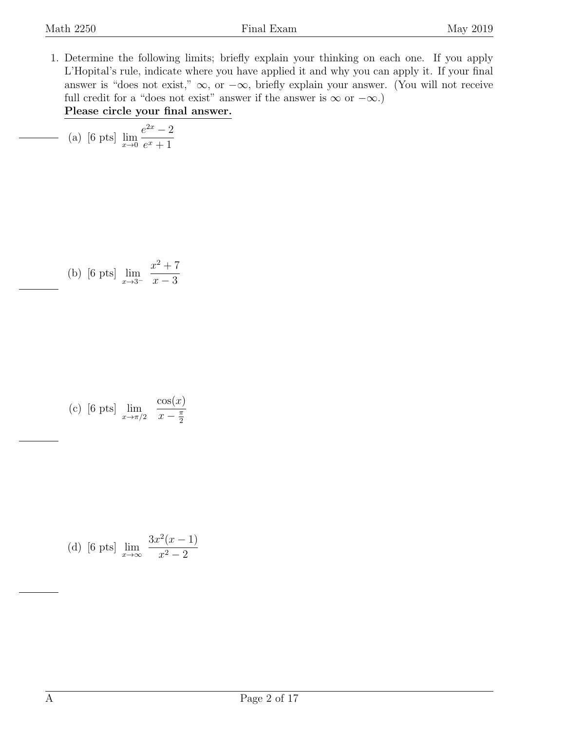1. Determine the following limits; briefly explain your thinking on each one. If you apply L'Hopital's rule, indicate where you have applied it and why you can apply it. If your final answer is "does not exist," $\infty$, or $-\infty$, briefly explain your answer. (You will not receive full credit for a "does not exist" answer if the answer is $\infty$ or $-\infty$.)
   **Please circle your final answer.**

   (a) [6 pts] $\displaystyle\lim_{x \to 0} \frac{e^{2x} - 2}{e^x + 1}$

   (b) [6 pts] $\displaystyle\lim_{x \to 3^-} \frac{x^2 + 7}{x - 3}$

   (c) [6 pts] $\displaystyle\lim_{x \to \pi/2} \frac{\cos(x)}{x - \frac{\pi}{2}}$

   (d) [6 pts] $\displaystyle\lim_{x \to \infty} \frac{3x^2(x - 1)}{x^2 - 2}$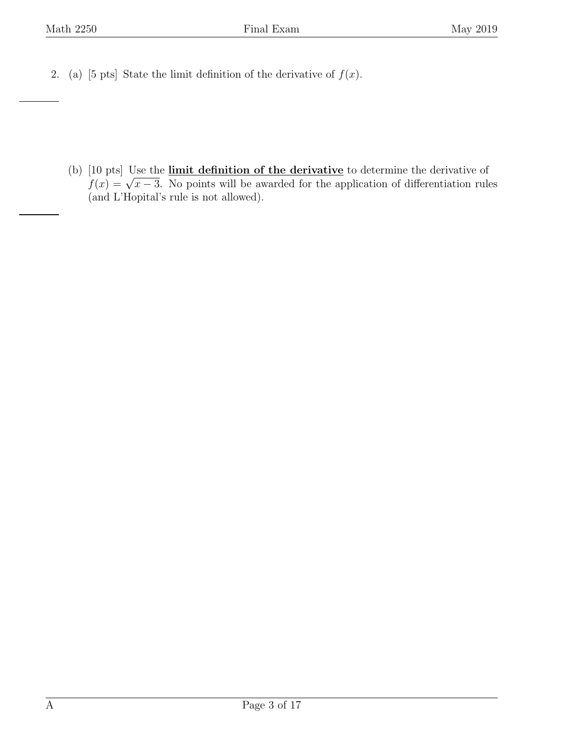2. (a) [5 pts] State the limit definition of the derivative of $f(x)$.

   (b) [10 pts] Use the **limit definition of the derivative** to determine the derivative of $f(x) = \sqrt{x-3}$. No points will be awarded for the application of differentiation rules (and L'Hopital's rule is not allowed).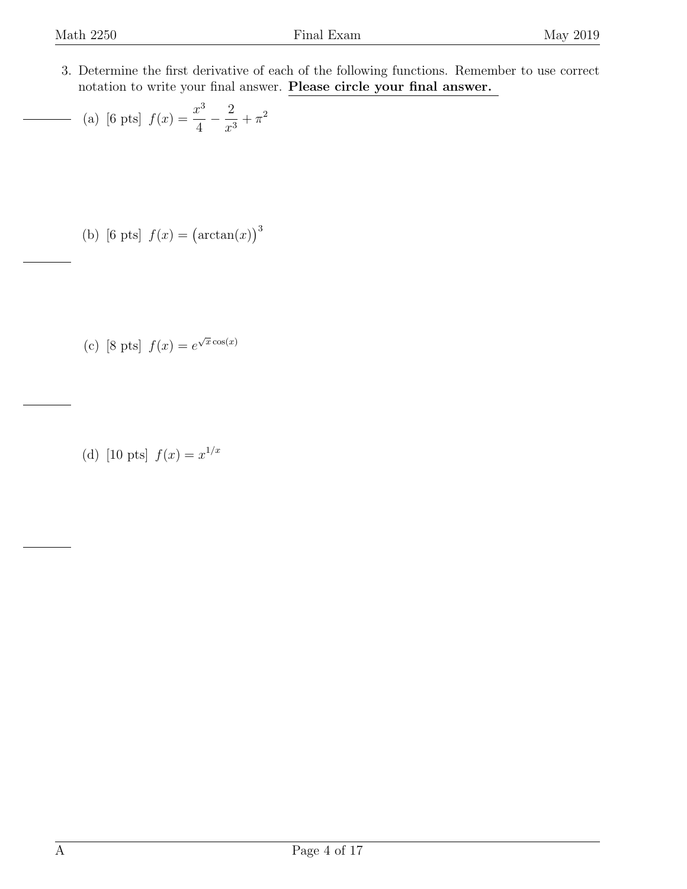3. Determine the first derivative of each of the following functions. Remember to use correct notation to write your final answer. **Please circle your final answer.**

(a) [6 pts] $f(x) = \dfrac{x^3}{4} - \dfrac{2}{x^3} + \pi^2$

(b) [6 pts] $f(x) = \big(\arctan(x)\big)^3$

(c) [8 pts] $f(x) = e^{\sqrt{x}\cos(x)}$

(d) [10 pts] $f(x) = x^{1/x}$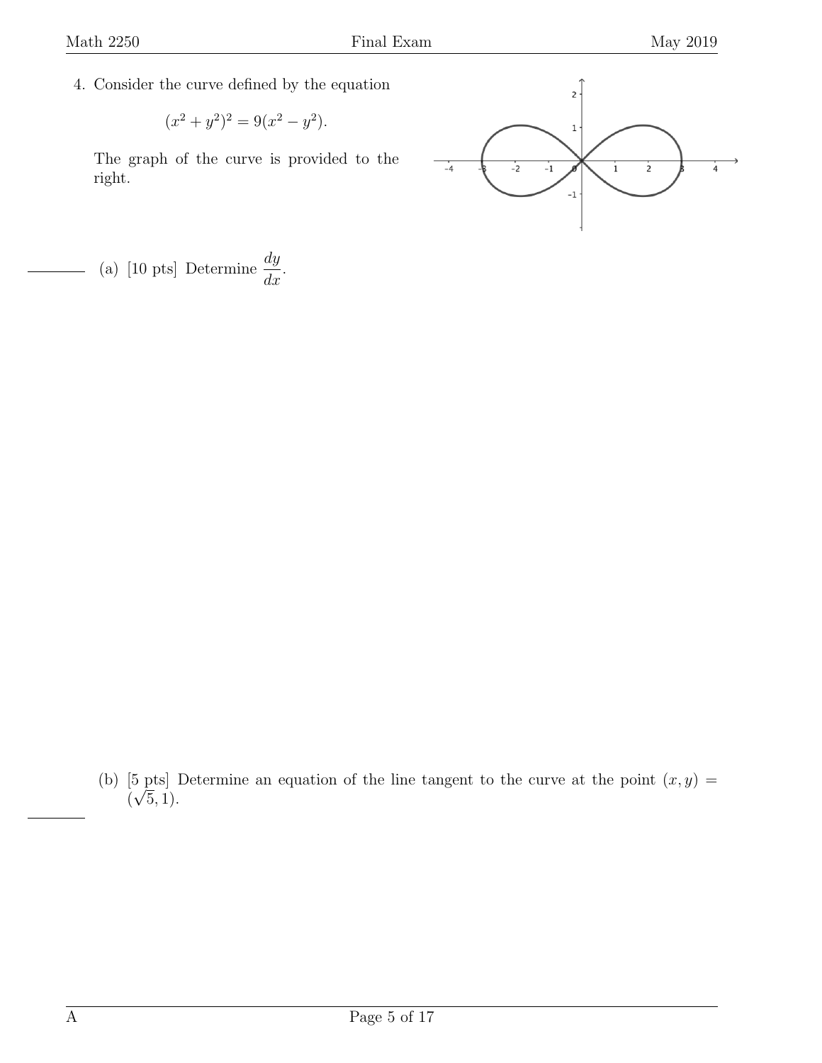4. Consider the curve defined by the equation

$$(x^2 + y^2)^2 = 9(x^2 - y^2).$$

The graph of the curve is provided to the right.

(a) [10 pts] Determine $\dfrac{dy}{dx}$.

(b) [5 pts] Determine an equation of the line tangent to the curve at the point $(x, y) = (\sqrt{5}, 1)$.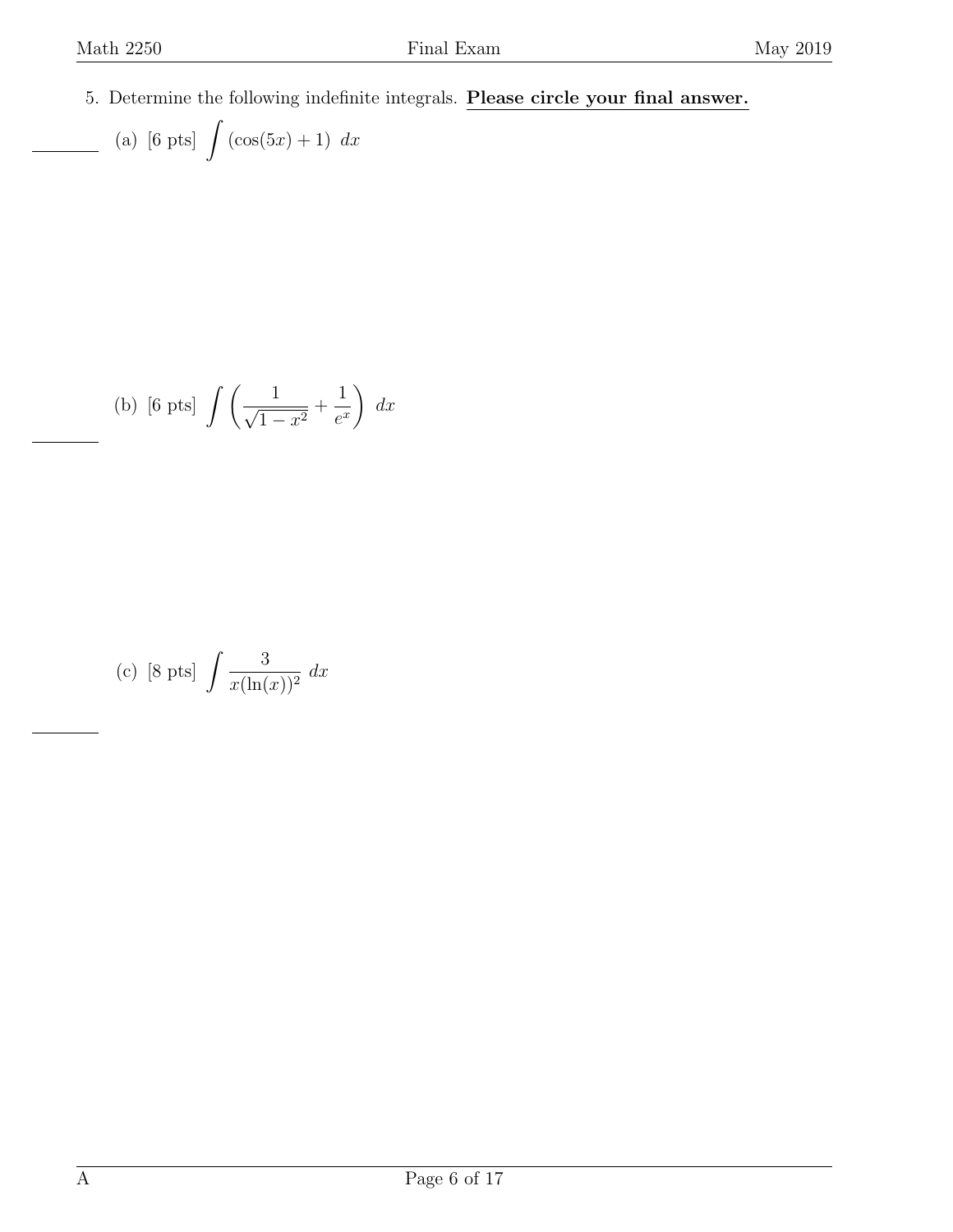5. Determine the following indefinite integrals. **Please circle your final answer.**

(a) [6 pts] $\displaystyle\int (\cos(5x) + 1)\ dx$

(b) [6 pts] $\displaystyle\int \left( \frac{1}{\sqrt{1 - x^2}} + \frac{1}{e^x} \right)\ dx$

(c) [8 pts] $\displaystyle\int \frac{3}{x(\ln(x))^2}\ dx$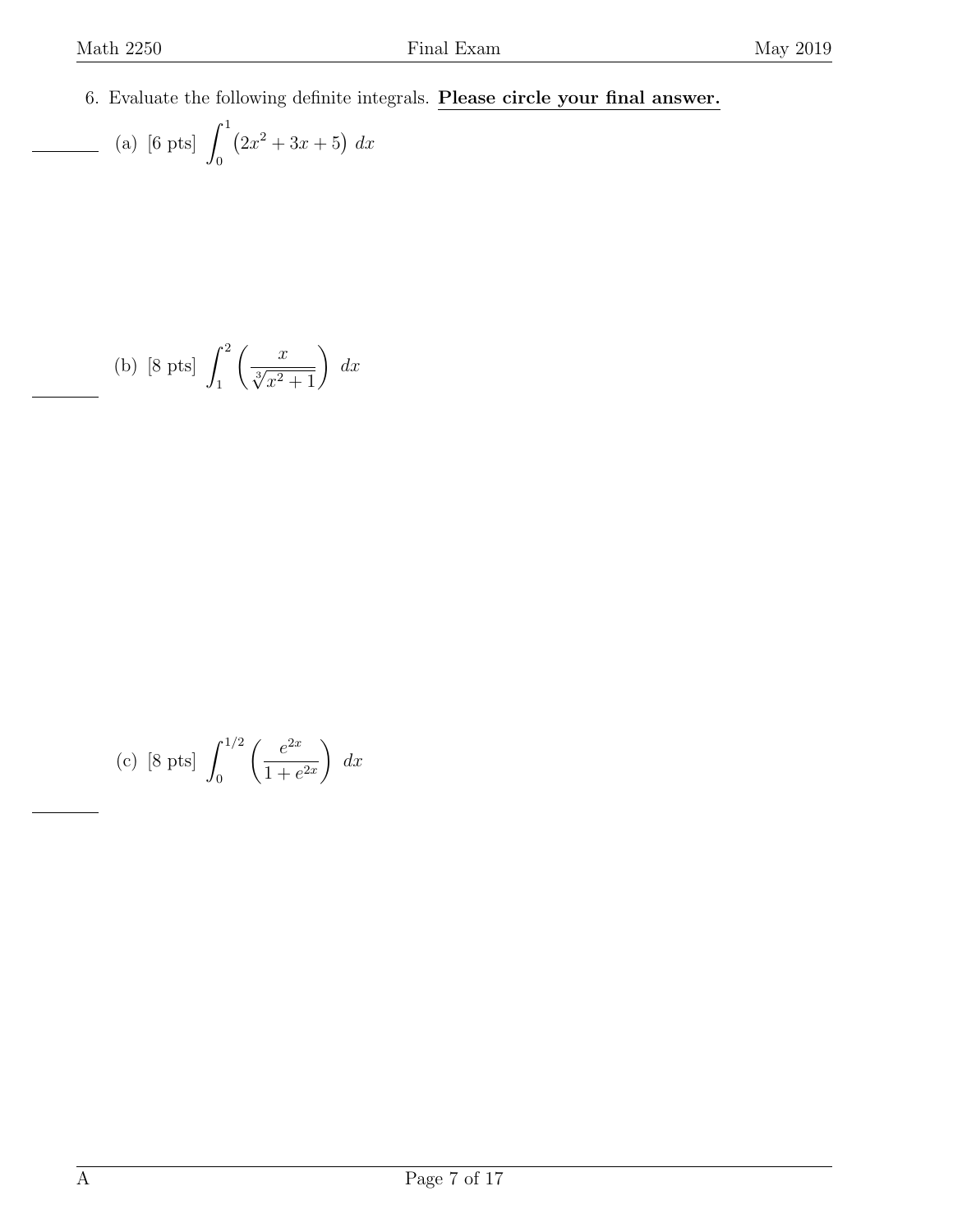6. Evaluate the following definite integrals. **Please circle your final answer.**

(a) [6 pts] $\displaystyle\int_0^1 \left(2x^2 + 3x + 5\right)\, dx$

(b) [8 pts] $\displaystyle\int_1^2 \left(\frac{x}{\sqrt[3]{x^2+1}}\right)\, dx$

(c) [8 pts] $\displaystyle\int_0^{1/2} \left(\frac{e^{2x}}{1+e^{2x}}\right)\, dx$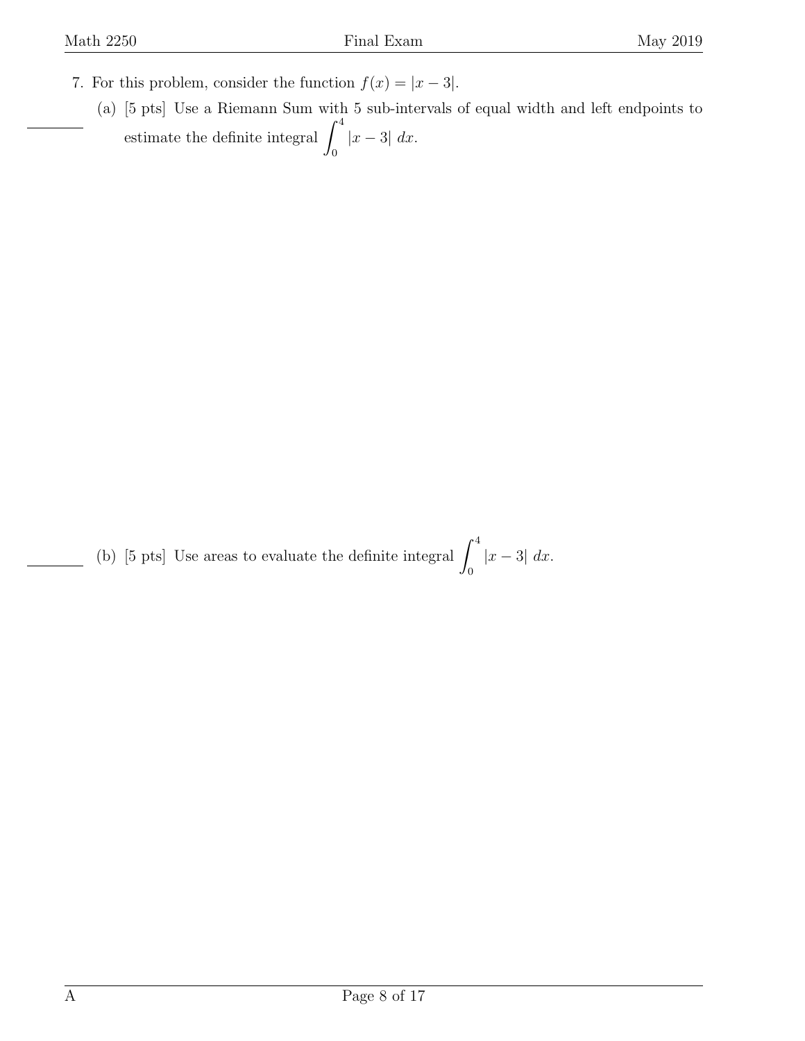7. For this problem, consider the function $f(x) = |x - 3|$.

   (a) [5 pts] Use a Riemann Sum with 5 sub-intervals of equal width and left endpoints to estimate the definite integral $\displaystyle\int_0^4 |x-3|\ dx$.

   (b) [5 pts] Use areas to evaluate the definite integral $\displaystyle\int_0^4 |x-3|\ dx$.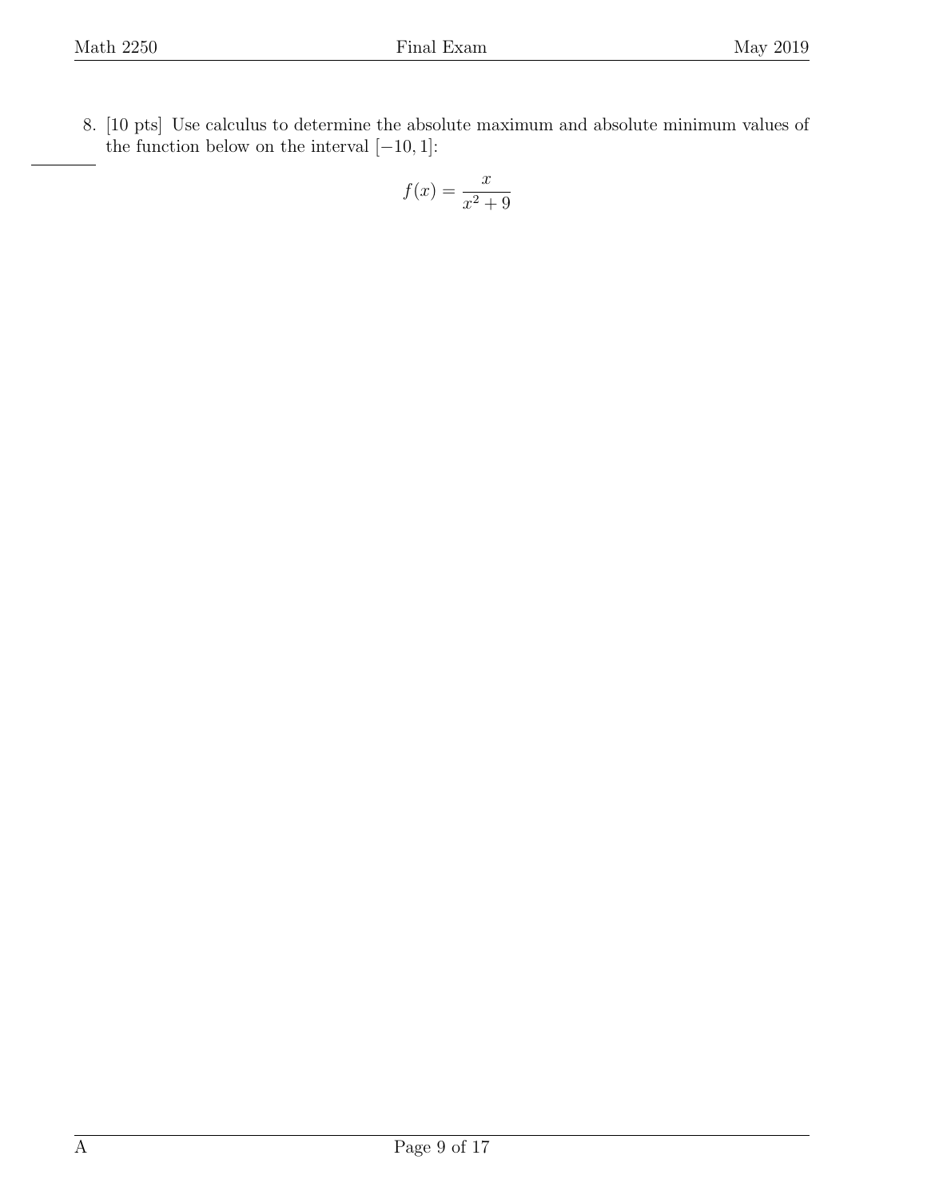8. [10 pts] Use calculus to determine the absolute maximum and absolute minimum values of the function below on the interval $[-10, 1]$:

$$f(x) = \frac{x}{x^2 + 9}$$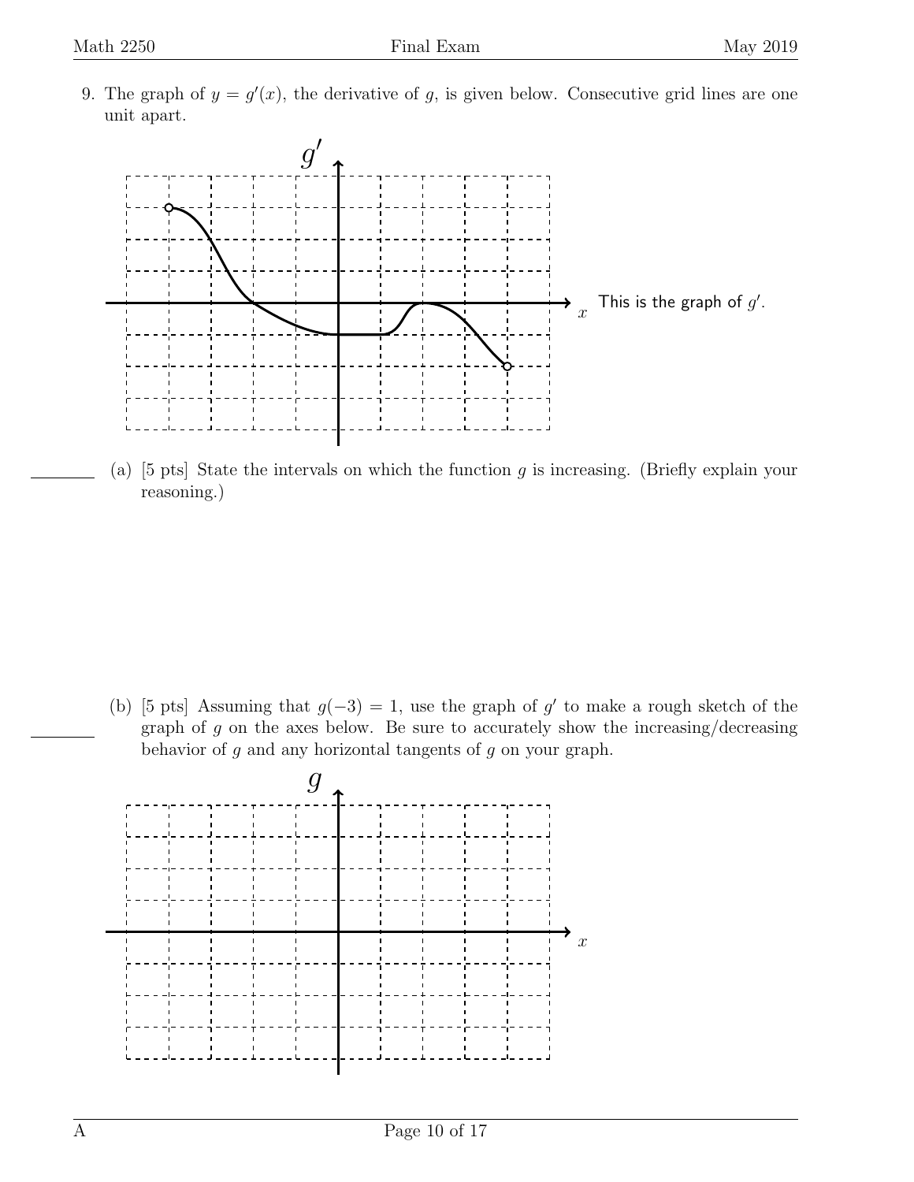9. The graph of $y = g'(x)$, the derivative of $g$, is given below. Consecutive grid lines are one unit apart.

$g'$

$x$ This is the graph of $g'$.

(a) [5 pts] State the intervals on which the function $g$ is increasing. (Briefly explain your reasoning.)

(b) [5 pts] Assuming that $g(-3) = 1$, use the graph of $g'$ to make a rough sketch of the graph of $g$ on the axes below. Be sure to accurately show the increasing/decreasing behavior of $g$ and any horizontal tangents of $g$ on your graph.

$g$

$x$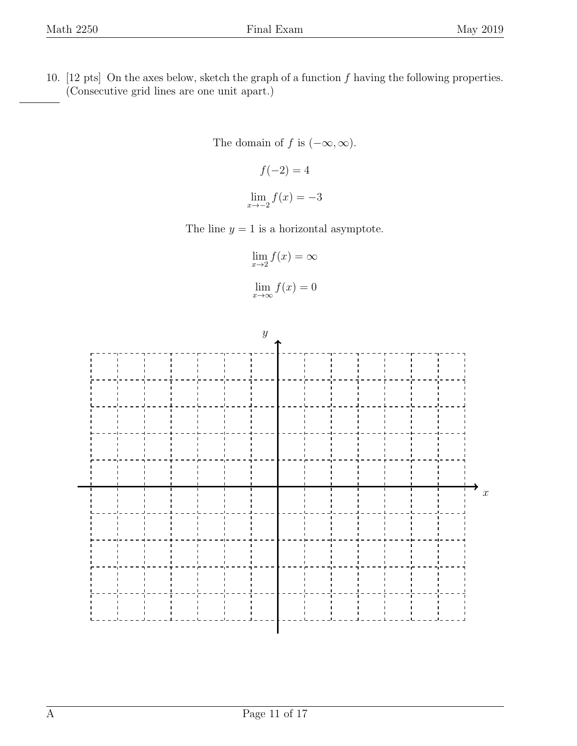10. [12 pts] On the axes below, sketch the graph of a function $f$ having the following properties. (Consecutive grid lines are one unit apart.)

The domain of $f$ is $(-\infty, \infty)$.

$f(-2) = 4$

$$\lim_{x \to -2} f(x) = -3$$

The line $y = 1$ is a horizontal asymptote.

$$\lim_{x \to 2} f(x) = \infty$$

$$\lim_{x \to \infty} f(x) = 0$$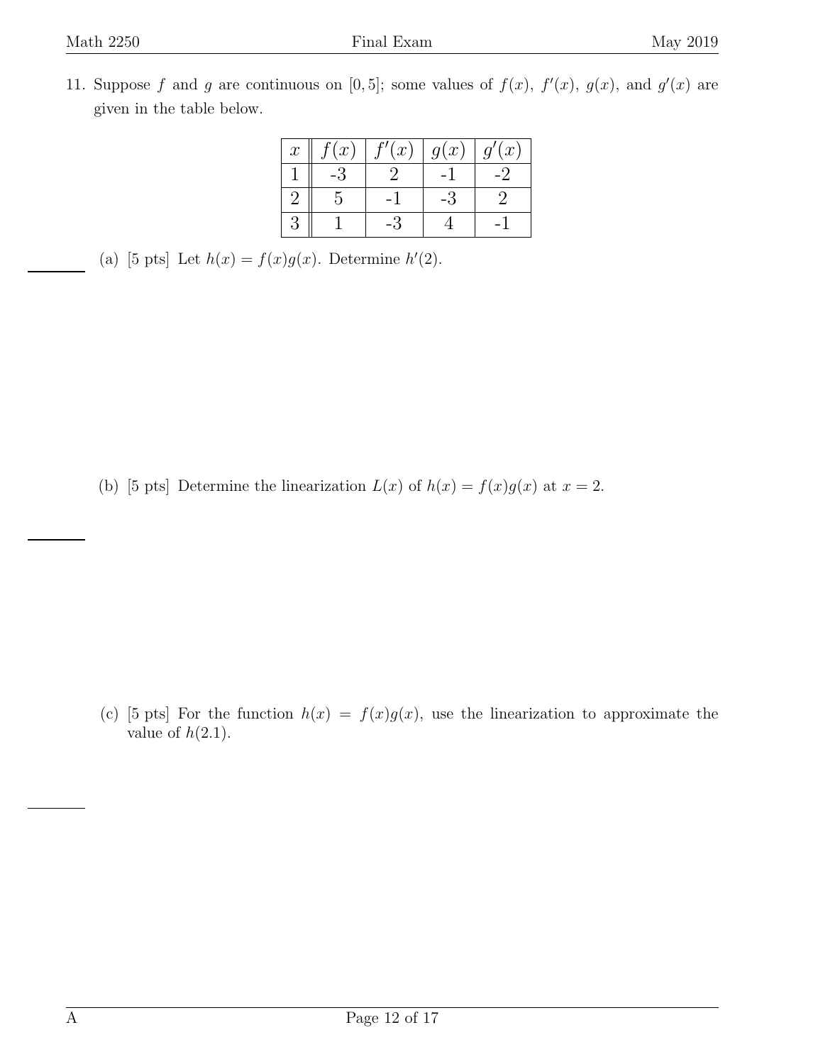11. Suppose $f$ and $g$ are continuous on $[0, 5]$; some values of $f(x)$, $f'(x)$, $g(x)$, and $g'(x)$ are given in the table below.

| $x$ | $f(x)$ | $f'(x)$ | $g(x)$ | $g'(x)$ |
|---|---|---|---|---|
| 1 | -3 | 2 | -1 | -2 |
| 2 | 5 | -1 | -3 | 2 |
| 3 | 1 | -3 | 4 | -1 |

(a) [5 pts] Let $h(x) = f(x)g(x)$. Determine $h'(2)$.

(b) [5 pts] Determine the linearization $L(x)$ of $h(x) = f(x)g(x)$ at $x = 2$.

(c) [5 pts] For the function $h(x) = f(x)g(x)$, use the linearization to approximate the value of $h(2.1)$.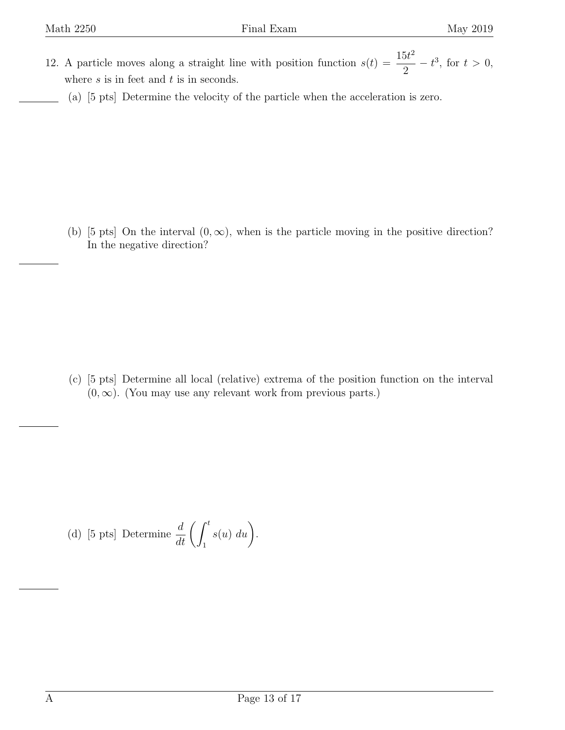12. A particle moves along a straight line with position function $s(t) = \dfrac{15t^2}{2} - t^3$, for $t > 0$, where $s$ is in feet and $t$ is in seconds.

   (a) [5 pts] Determine the velocity of the particle when the acceleration is zero.

   (b) [5 pts] On the interval $(0, \infty)$, when is the particle moving in the positive direction? In the negative direction?

   (c) [5 pts] Determine all local (relative) extrema of the position function on the interval $(0, \infty)$. (You may use any relevant work from previous parts.)

   (d) [5 pts] Determine $\dfrac{d}{dt}\left(\displaystyle\int_1^t s(u)\ du\right)$.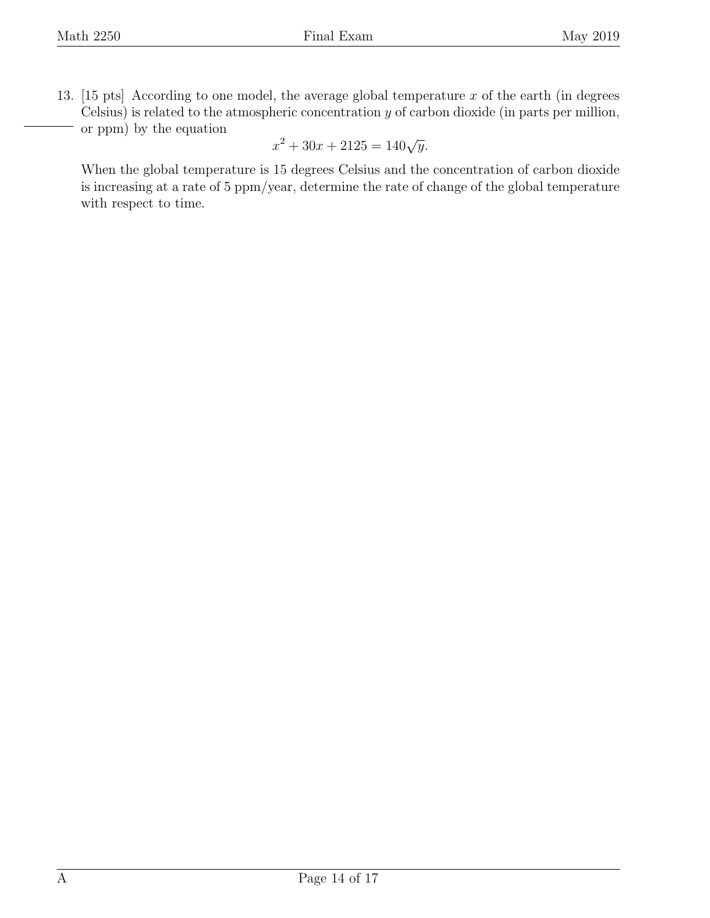13. [15 pts] According to one model, the average global temperature $x$ of the earth (in degrees Celsius) is related to the atmospheric concentration $y$ of carbon dioxide (in parts per million, or ppm) by the equation

$$x^2 + 30x + 2125 = 140\sqrt{y}.$$

When the global temperature is 15 degrees Celsius and the concentration of carbon dioxide is increasing at a rate of 5 ppm/year, determine the rate of change of the global temperature with respect to time.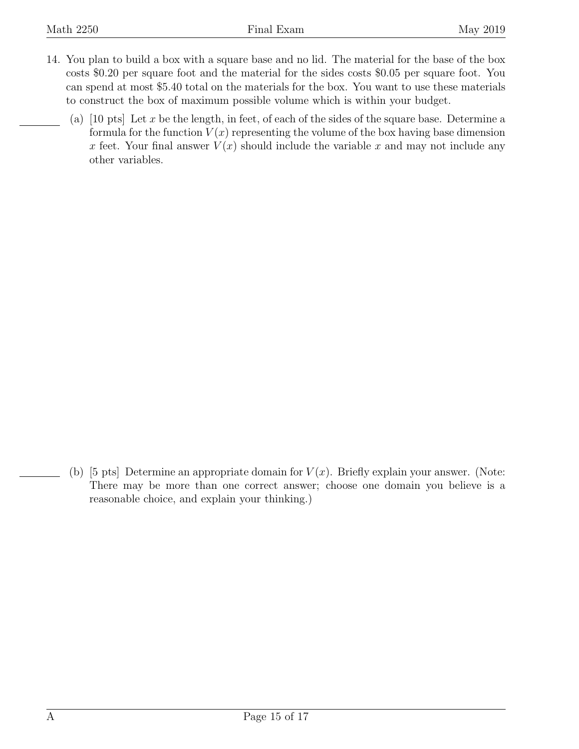14. You plan to build a box with a square base and no lid. The material for the base of the box costs \$0.20 per square foot and the material for the sides costs \$0.05 per square foot. You can spend at most \$5.40 total on the materials for the box. You want to use these materials to construct the box of maximum possible volume which is within your budget.

   (a) [10 pts] Let $x$ be the length, in feet, of each of the sides of the square base. Determine a formula for the function $V(x)$ representing the volume of the box having base dimension $x$ feet. Your final answer $V(x)$ should include the variable $x$ and may not include any other variables.

   (b) [5 pts] Determine an appropriate domain for $V(x)$. Briefly explain your answer. (Note: There may be more than one correct answer; choose one domain you believe is a reasonable choice, and explain your thinking.)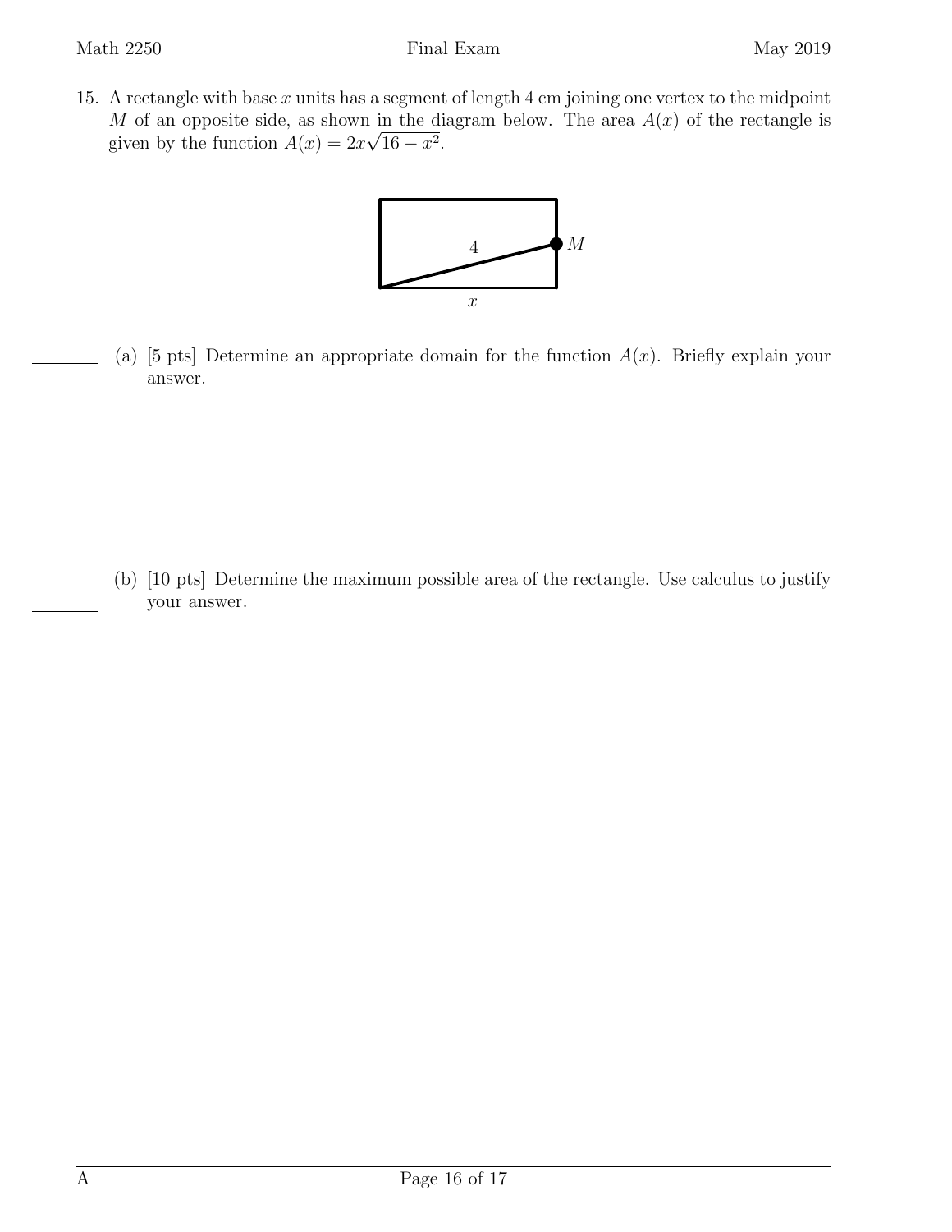15. A rectangle with base $x$ units has a segment of length 4 cm joining one vertex to the midpoint $M$ of an opposite side, as shown in the diagram below. The area $A(x)$ of the rectangle is given by the function $A(x) = 2x\sqrt{16 - x^2}$.

(a) [5 pts] Determine an appropriate domain for the function $A(x)$. Briefly explain your answer.

(b) [10 pts] Determine the maximum possible area of the rectangle. Use calculus to justify your answer.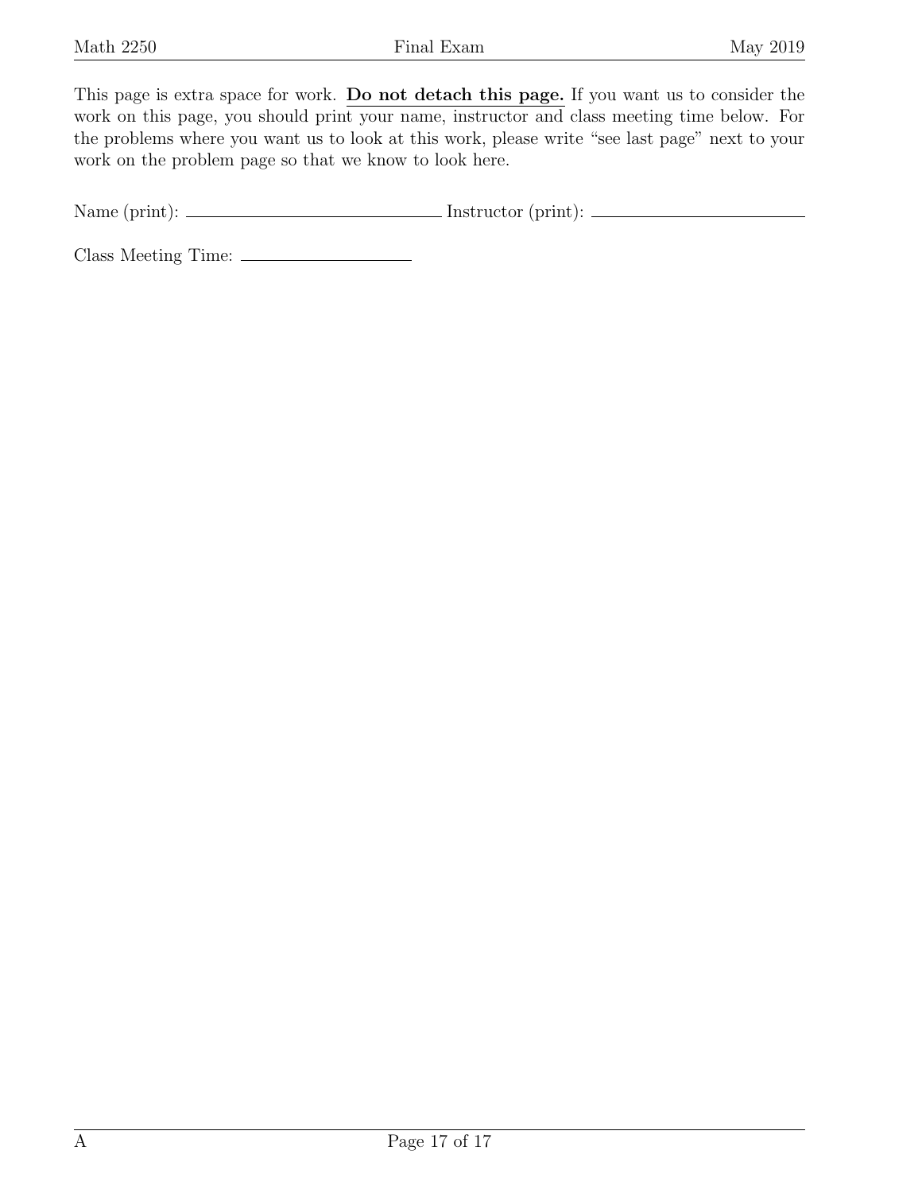This page is extra space for work. **Do not detach this page.** If you want us to consider the work on this page, you should print your name, instructor and class meeting time below. For the problems where you want us to look at this work, please write "see last page" next to your work on the problem page so that we know to look here.

Name (print): ______________________________ Instructor (print): ________________________

Class Meeting Time: ____________________